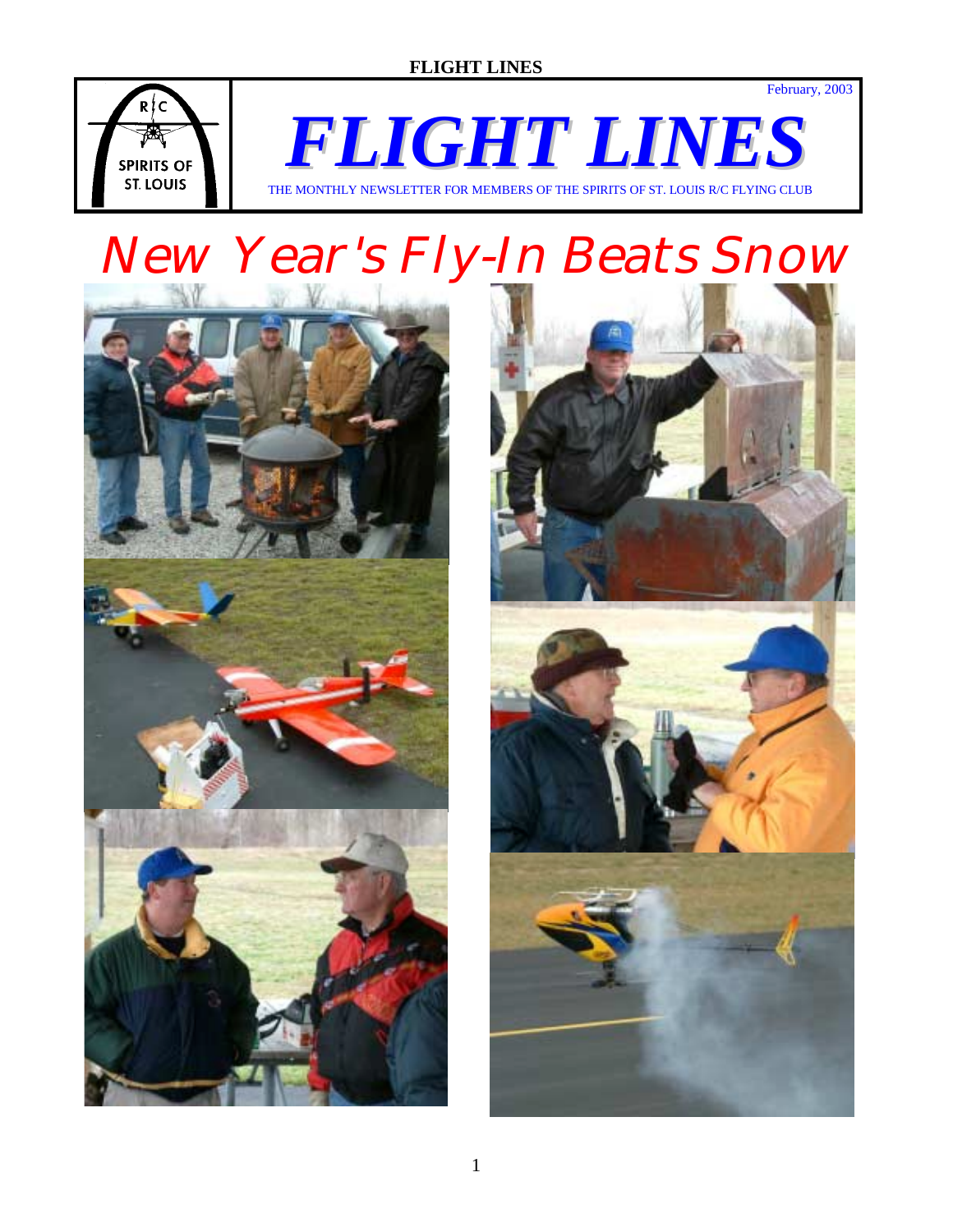February, 2003

# FLIGHT LINES

THE MONTHLY NEWSLETTER FOR MEMBERS OF THE SPIRITS OF ST. LOUIS R/C FLYING CLUB

# New Year's Fly-In Beats Snow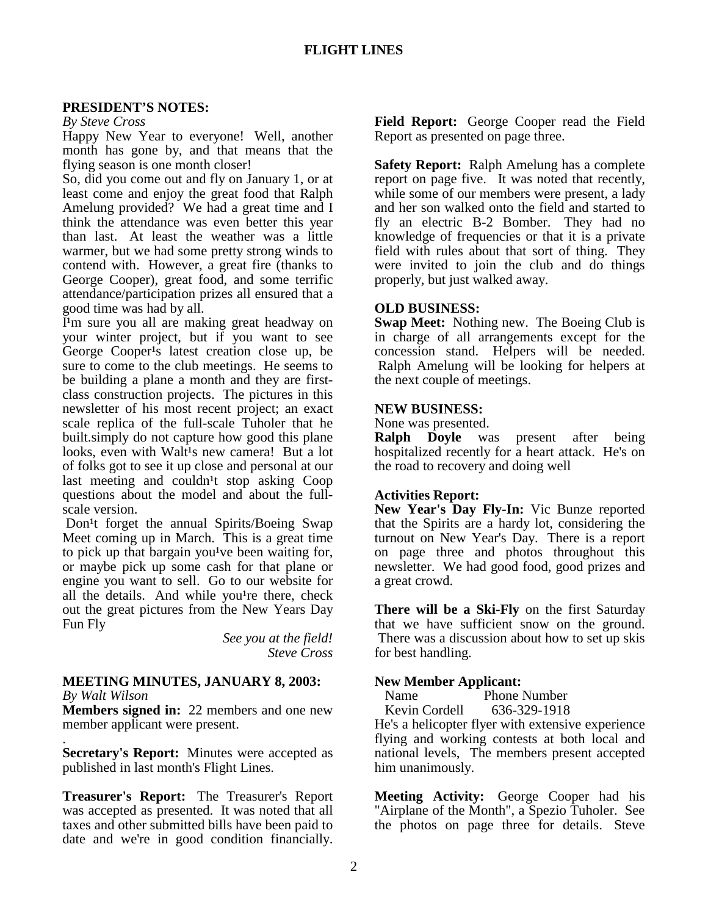# FLIGHT LINES

## PRESIDENT'S NOTES:

*By Steve Cross*

Happy New Year to everyone! Well, another month has gone by, and that means that the flying season is one month closer!

So, did you come out and fly on January 1, or at least come and enjoy the great food that Ralph Amelung provided? We had a great time and I think the attendance was even better this year than last. At least the weather was a little warmer, but we had some pretty strong winds to contend with. However, a great fire (thanks to George Cooper), great food, and some terrific attendance/participation prizes all ensured that a good time was had by all.

I¹m sure you all are making great headway on your winter project, but if you want to see George Cooper¹s latest creation close up, be sure to come to the club meetings. He seems to be building a plane a month and they are first-class construction projects. The pictures in this newsletter of his most recent project; an exact scale replica of the full-scale Tuholer that he built.simply do not capture how good this plane looks, even with Walt¹s new camera! But a lot of folks got to see it up close and personal at our last meeting and couldn¹t stop asking Coop questions about the model and about the full-scale version.

Don¹t forget the annual Spirits/Boeing Swap Meet coming up in March. This is a great time to pick up that bargain you¹ve been waiting for, or maybe pick up some cash for that plane or engine you want to sell. Go to our website for all the details. And while you¹re there, check out the great pictures from the New Years Day Fun Fly

*See you at the field!*
*Steve Cross*

## MEETING MINUTES, JANUARY 8, 2003:

*By Walt Wilson*

**Members signed in:** 22 members and one new member applicant were present.

.

**Secretary's Report:** Minutes were accepted as published in last month's Flight Lines.

**Treasurer's Report:** The Treasurer's Report was accepted as presented. It was noted that all taxes and other submitted bills have been paid to date and we're in good condition financially.

**Field Report:** George Cooper read the Field Report as presented on page three.

**Safety Report:** Ralph Amelung has a complete report on page five. It was noted that recently, while some of our members were present, a lady and her son walked onto the field and started to fly an electric B-2 Bomber. They had no knowledge of frequencies or that it is a private field with rules about that sort of thing. They were invited to join the club and do things properly, but just walked away.

### OLD BUSINESS:

**Swap Meet:** Nothing new. The Boeing Club is in charge of all arrangements except for the concession stand. Helpers will be needed. Ralph Amelung will be looking for helpers at the next couple of meetings.

### NEW BUSINESS:

None was presented.

**Ralph Doyle** was present after being hospitalized recently for a heart attack. He's on the road to recovery and doing well

### Activities Report:

**New Year's Day Fly-In:** Vic Bunze reported that the Spirits are a hardy lot, considering the turnout on New Year's Day. There is a report on page three and photos throughout this newsletter. We had good food, good prizes and a great crowd.

**There will be a Ski-Fly** on the first Saturday that we have sufficient snow on the ground. There was a discussion about how to set up skis for best handling.

### New Member Applicant:

| Name | Phone Number |
| --- | --- |
| Kevin Cordell | 636-329-1918 |

He's a helicopter flyer with extensive experience flying and working contests at both local and national levels, The members present accepted him unanimously.

**Meeting Activity:** George Cooper had his "Airplane of the Month", a Spezio Tuholer. See the photos on page three for details. Steve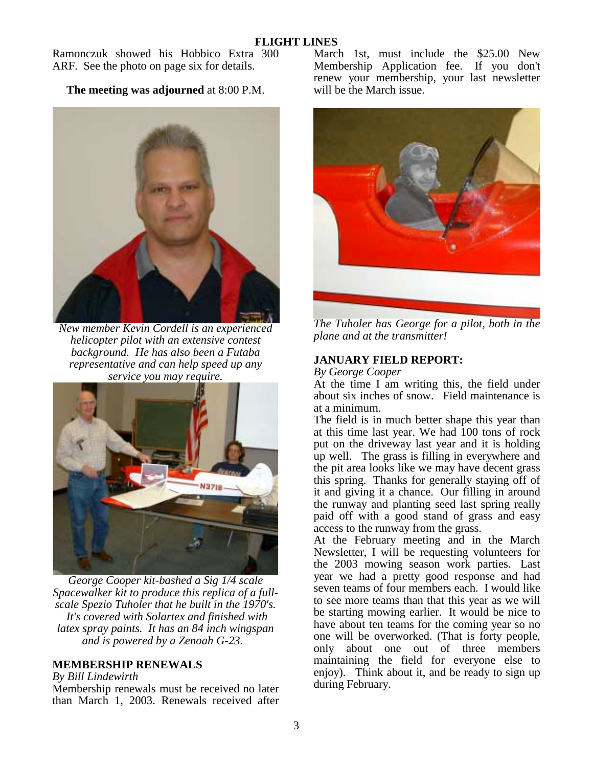Ramonczuk showed his Hobbico Extra 300 ARF. See the photo on page six for details.

**The meeting was adjourned** at 8:00 P.M.

*New member Kevin Cordell is an experienced helicopter pilot with an extensive contest background. He has also been a Futaba representative and can help speed up any service you may require.*

*George Cooper kit-bashed a Sig 1/4 scale Spacewalker kit to produce this replica of a full-scale Spezio Tuholer that he built in the 1970's. It's covered with Solartex and finished with latex spray paints. It has an 84 inch wingspan and is powered by a Zenoah G-23.*

## MEMBERSHIP RENEWALS

*By Bill Lindewirth*

Membership renewals must be received no later than March 1, 2003. Renewals received after March 1st, must include the $25.00 New Membership Application fee. If you don't renew your membership, your last newsletter will be the March issue.

*The Tuholer has George for a pilot, both in the plane and at the transmitter!*

## JANUARY FIELD REPORT:

*By George Cooper*

At the time I am writing this, the field under about six inches of snow. Field maintenance is at a minimum.

The field is in much better shape this year than at this time last year. We had 100 tons of rock put on the driveway last year and it is holding up well. The grass is filling in everywhere and the pit area looks like we may have decent grass this spring. Thanks for generally staying off of it and giving it a chance. Our filling in around the runway and planting seed last spring really paid off with a good stand of grass and easy access to the runway from the grass.

At the February meeting and in the March Newsletter, I will be requesting volunteers for the 2003 mowing season work parties. Last year we had a pretty good response and had seven teams of four members each. I would like to see more teams than that this year as we will be starting mowing earlier. It would be nice to have about ten teams for the coming year so no one will be overworked. (That is forty people, only about one out of three members maintaining the field for everyone else to enjoy). Think about it, and be ready to sign up during February.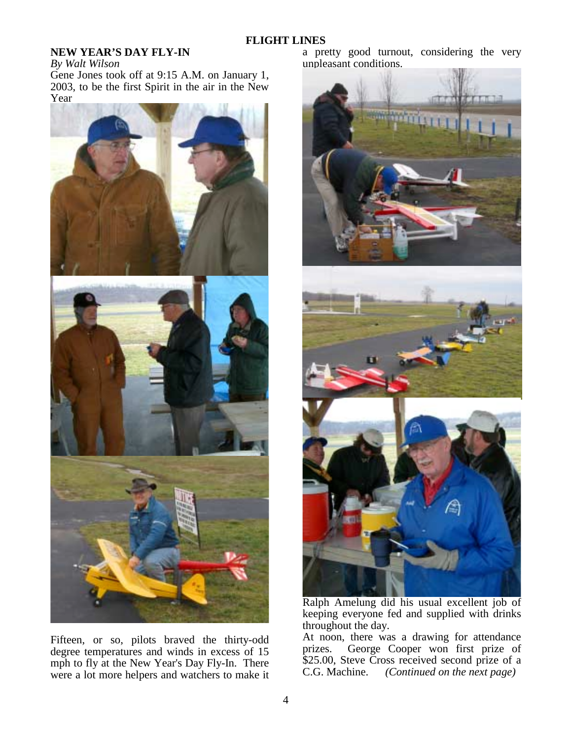## NEW YEAR'S DAY FLY-IN

*By Walt Wilson*

Gene Jones took off at 9:15 A.M. on January 1, 2003, to be the first Spirit in the air in the New Year

Fifteen, or so, pilots braved the thirty-odd degree temperatures and winds in excess of 15 mph to fly at the New Year's Day Fly-In. There were a lot more helpers and watchers to make it a pretty good turnout, considering the very unpleasant conditions.

Ralph Amelung did his usual excellent job of keeping everyone fed and supplied with drinks throughout the day.

At noon, there was a drawing for attendance prizes. George Cooper won first prize of $25.00, Steve Cross received second prize of a C.G. Machine. *(Continued on the next page)*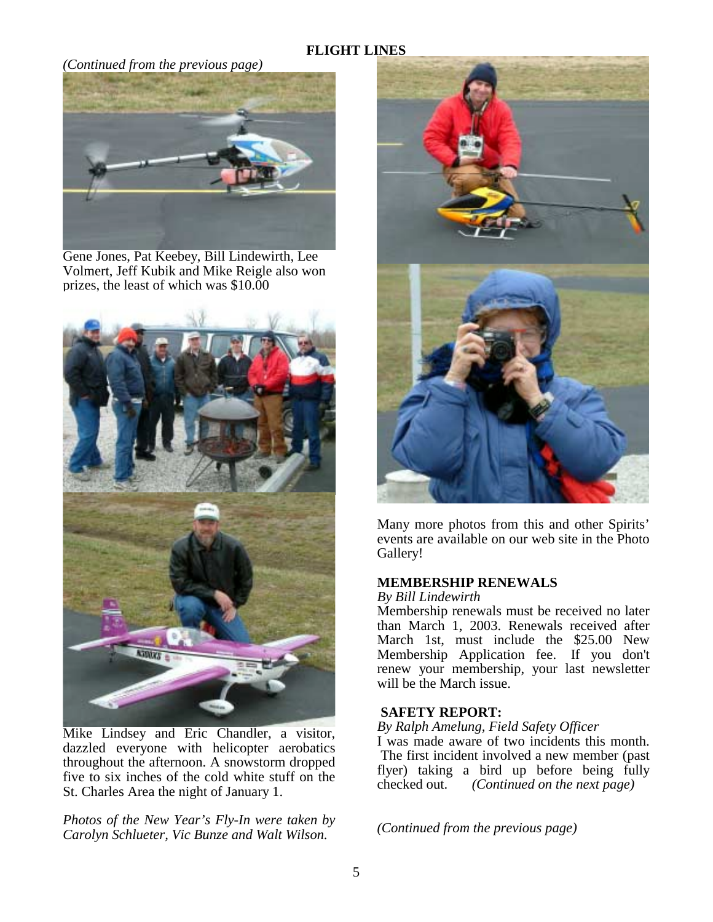*(Continued from the previous page)*

Gene Jones, Pat Keebey, Bill Lindewirth, Lee Volmert, Jeff Kubik and Mike Reigle also won prizes, the least of which was $10.00

Mike Lindsey and Eric Chandler, a visitor, dazzled everyone with helicopter aerobatics throughout the afternoon. A snowstorm dropped five to six inches of the cold white stuff on the St. Charles Area the night of January 1.

*Photos of the New Year's Fly-In were taken by Carolyn Schlueter, Vic Bunze and Walt Wilson.*

Many more photos from this and other Spirits' events are available on our web site in the Photo Gallery!

### MEMBERSHIP RENEWALS

*By Bill Lindewirth*

Membership renewals must be received no later than March 1, 2003. Renewals received after March 1st, must include the $25.00 New Membership Application fee. If you don't renew your membership, your last newsletter will be the March issue.

### SAFETY REPORT:

*By Ralph Amelung, Field Safety Officer*

I was made aware of two incidents this month. The first incident involved a new member (past flyer) taking a bird up before being fully checked out. *(Continued on the next page)*

*(Continued from the previous page)*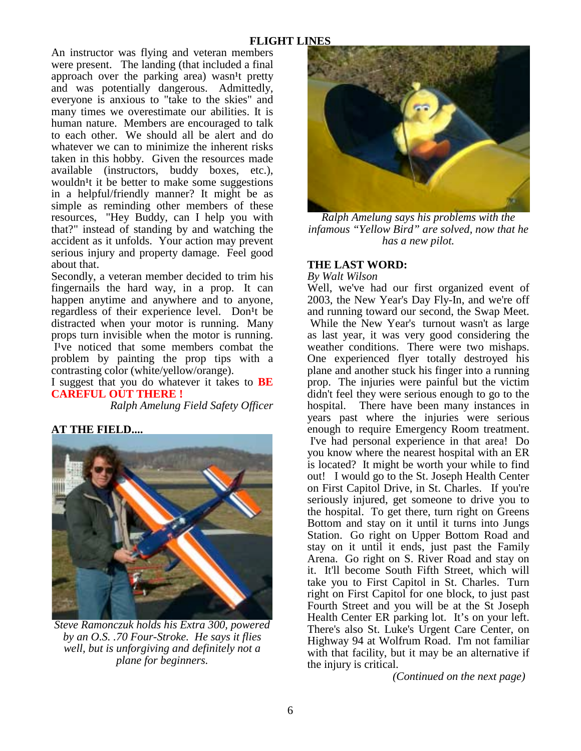An instructor was flying and veteran members were present. The landing (that included a final approach over the parking area) wasn¹t pretty and was potentially dangerous. Admittedly, everyone is anxious to "take to the skies" and many times we overestimate our abilities. It is human nature. Members are encouraged to talk to each other. We should all be alert and do whatever we can to minimize the inherent risks taken in this hobby. Given the resources made available (instructors, buddy boxes, etc.), wouldn¹t it be better to make some suggestions in a helpful/friendly manner? It might be as simple as reminding other members of these resources, "Hey Buddy, can I help you with that?" instead of standing by and watching the accident as it unfolds. Your action may prevent serious injury and property damage. Feel good about that.

Secondly, a veteran member decided to trim his fingernails the hard way, in a prop. It can happen anytime and anywhere and to anyone, regardless of their experience level. Don¹t be distracted when your motor is running. Many props turn invisible when the motor is running. I¹ve noticed that some members combat the problem by painting the prop tips with a contrasting color (white/yellow/orange).

I suggest that you do whatever it takes to **BE CAREFUL OUT THERE !**

*Ralph Amelung Field Safety Officer*

**AT THE FIELD....**

*Steve Ramonczuk holds his Extra 300, powered by an O.S. .70 Four-Stroke. He says it flies well, but is unforgiving and definitely not a plane for beginners.*

*Ralph Amelung says his problems with the infamous "Yellow Bird" are solved, now that he has a new pilot.*

**THE LAST WORD:**

*By Walt Wilson*

Well, we've had our first organized event of 2003, the New Year's Day Fly-In, and we're off and running toward our second, the Swap Meet. While the New Year's turnout wasn't as large as last year, it was very good considering the weather conditions. There were two mishaps. One experienced flyer totally destroyed his plane and another stuck his finger into a running prop. The injuries were painful but the victim didn't feel they were serious enough to go to the hospital. There have been many instances in years past where the injuries were serious enough to require Emergency Room treatment. I've had personal experience in that area! Do you know where the nearest hospital with an ER is located? It might be worth your while to find out! I would go to the St. Joseph Health Center on First Capitol Drive, in St. Charles. If you're seriously injured, get someone to drive you to the hospital. To get there, turn right on Greens Bottom and stay on it until it turns into Jungs Station. Go right on Upper Bottom Road and stay on it until it ends, just past the Family Arena. Go right on S. River Road and stay on it. It'll become South Fifth Street, which will take you to First Capitol in St. Charles. Turn right on First Capitol for one block, to just past Fourth Street and you will be at the St Joseph Health Center ER parking lot. It's on your left. There's also St. Luke's Urgent Care Center, on Highway 94 at Wolfrum Road. I'm not familiar with that facility, but it may be an alternative if the injury is critical.

*(Continued on the next page)*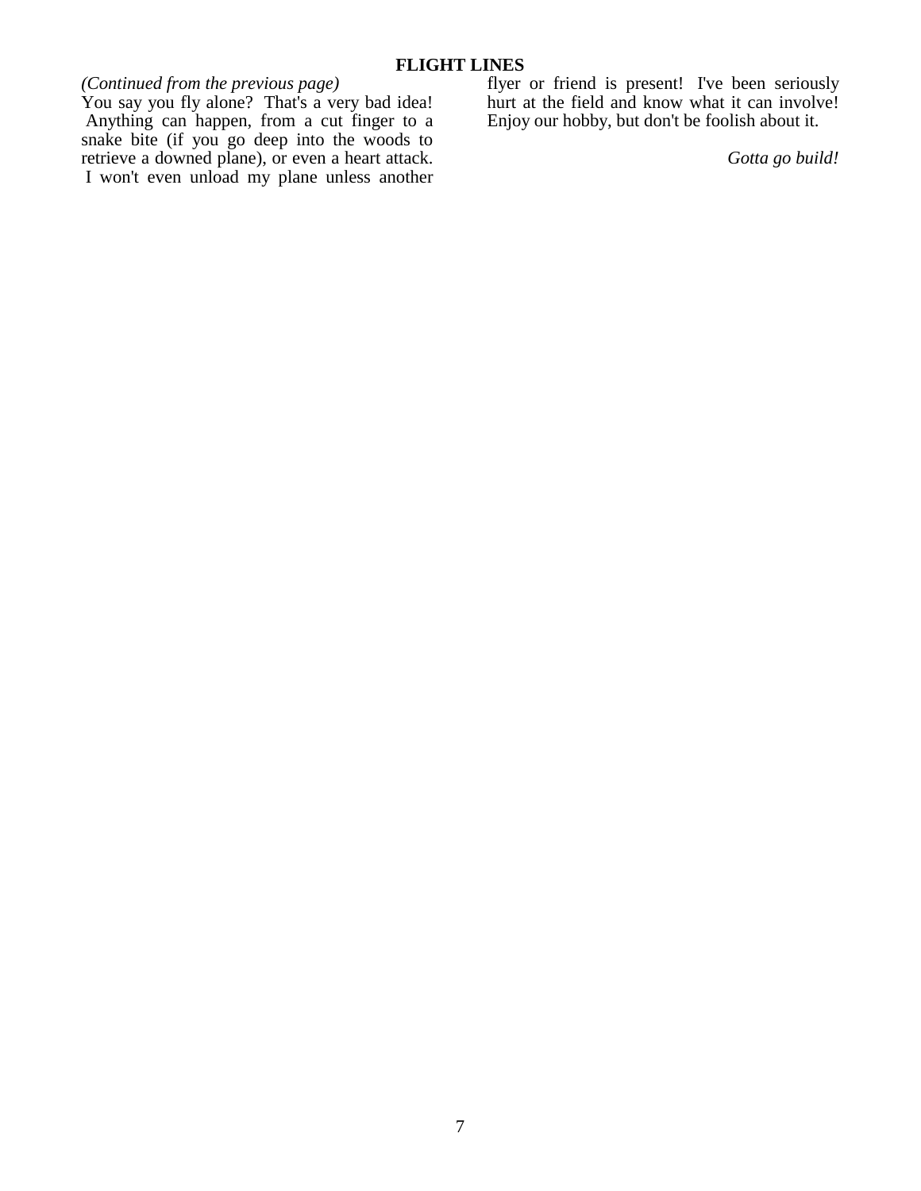## FLIGHT LINES

*(Continued from the previous page)*

You say you fly alone? That's a very bad idea! Anything can happen, from a cut finger to a snake bite (if you go deep into the woods to retrieve a downed plane), or even a heart attack. I won't even unload my plane unless another flyer or friend is present! I've been seriously hurt at the field and know what it can involve! Enjoy our hobby, but don't be foolish about it.

*Gotta go build!*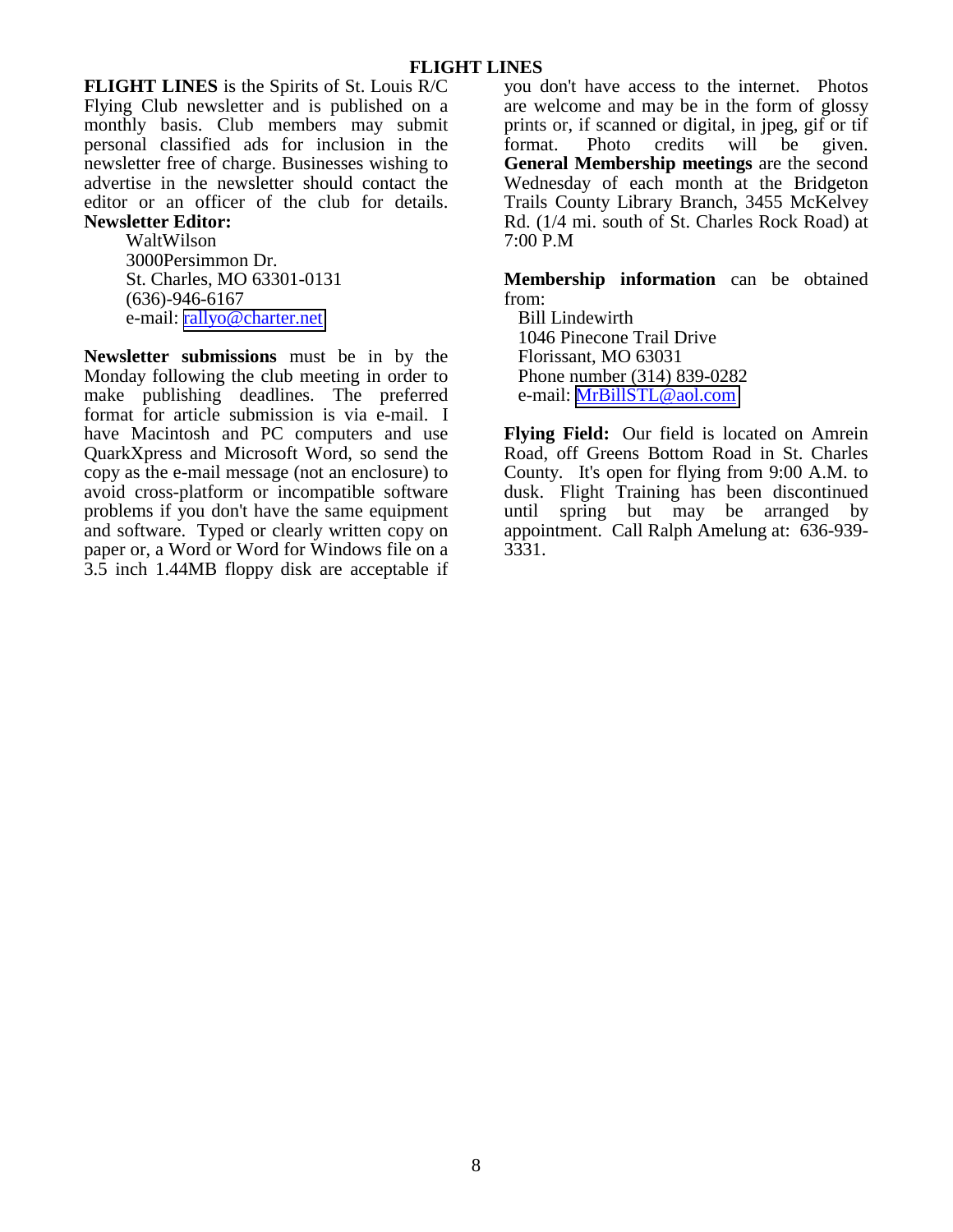# FLIGHT LINES

**FLIGHT LINES** is the Spirits of St. Louis R/C Flying Club newsletter and is published on a monthly basis. Club members may submit personal classified ads for inclusion in the newsletter free of charge. Businesses wishing to advertise in the newsletter should contact the editor or an officer of the club for details.

**Newsletter Editor:**

WaltWilson
3000Persimmon Dr.
St. Charles, MO 63301-0131
(636)-946-6167
e-mail: rallyo@charter.net

**Newsletter submissions** must be in by the Monday following the club meeting in order to make publishing deadlines. The preferred format for article submission is via e-mail. I have Macintosh and PC computers and use QuarkXpress and Microsoft Word, so send the copy as the e-mail message (not an enclosure) to avoid cross-platform or incompatible software problems if you don't have the same equipment and software. Typed or clearly written copy on paper or, a Word or Word for Windows file on a 3.5 inch 1.44MB floppy disk are acceptable if you don't have access to the internet. Photos are welcome and may be in the form of glossy prints or, if scanned or digital, in jpeg, gif or tif format. Photo credits will be given.

**General Membership meetings** are the second Wednesday of each month at the Bridgeton Trails County Library Branch, 3455 McKelvey Rd. (1/4 mi. south of St. Charles Rock Road) at 7:00 P.M

**Membership information** can be obtained from:

Bill Lindewirth
1046 Pinecone Trail Drive
Florissant, MO 63031
Phone number (314) 839-0282
e-mail: MrBillSTL@aol.com

**Flying Field:** Our field is located on Amrein Road, off Greens Bottom Road in St. Charles County. It's open for flying from 9:00 A.M. to dusk. Flight Training has been discontinued until spring but may be arranged by appointment. Call Ralph Amelung at: 636-939-3331.